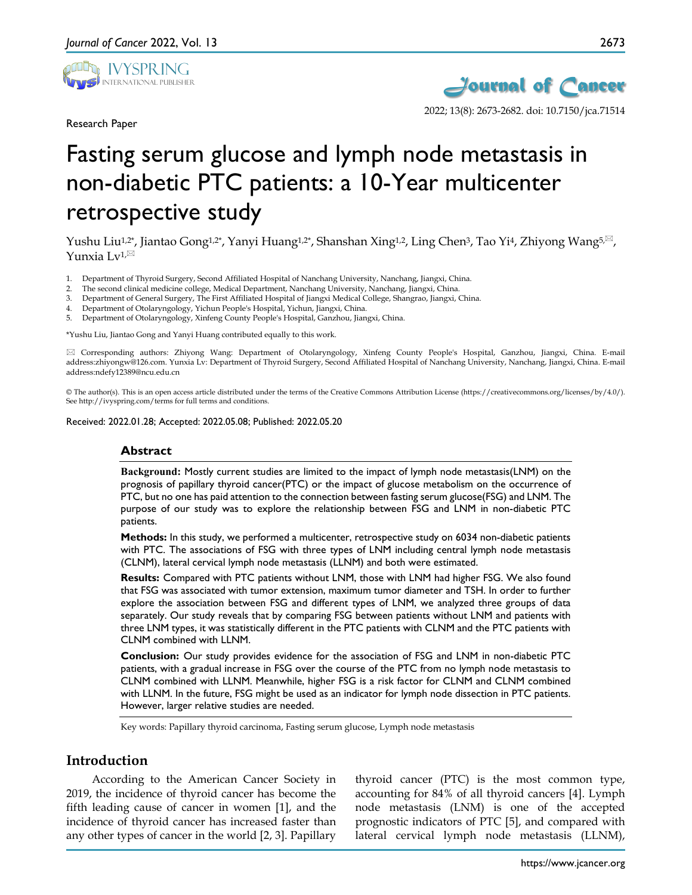Research Paper

# Fasting serum glucose and lymph node metastasis in non-diabetic PTC patients: a 10-Year multicenter retrospective study

Yushu Liu[1,2*], Jiantao Gong[1,2*], Yanyi Huang[1,2*], Shanshan Xing[1,2], Ling Chen[3], Tao Yi[4], Zhiyong Wang[5,✉], Yunxia Lv[1,✉]

1. Department of Thyroid Surgery, Second Affiliated Hospital of Nanchang University, Nanchang, Jiangxi, China.
2. The second clinical medicine college, Medical Department, Nanchang University, Nanchang, Jiangxi, China.
3. Department of General Surgery, The First Affiliated Hospital of Jiangxi Medical College, Shangrao, Jiangxi, China.
4. Department of Otolaryngology, Yichun People's Hospital, Yichun, Jiangxi, China.
5. Department of Otolaryngology, Xinfeng County People's Hospital, Ganzhou, Jiangxi, China.

*Yushu Liu, Jiantao Gong and Yanyi Huang contributed equally to this work.

✉ Corresponding authors: Zhiyong Wang: Department of Otolaryngology, Xinfeng County People's Hospital, Ganzhou, Jiangxi, China. E-mail address:zhiyongw@126.com. Yunxia Lv: Department of Thyroid Surgery, Second Affiliated Hospital of Nanchang University, Nanchang, Jiangxi, China. E-mail address:ndefy12389@ncu.edu.cn

© The author(s). This is an open access article distributed under the terms of the Creative Commons Attribution License (https://creativecommons.org/licenses/by/4.0/). See http://ivyspring.com/terms for full terms and conditions.

Received: 2022.01.28; Accepted: 2022.05.08; Published: 2022.05.20

## Abstract

**Background:** Mostly current studies are limited to the impact of lymph node metastasis(LNM) on the prognosis of papillary thyroid cancer(PTC) or the impact of glucose metabolism on the occurrence of PTC, but no one has paid attention to the connection between fasting serum glucose(FSG) and LNM. The purpose of our study was to explore the relationship between FSG and LNM in non-diabetic PTC patients.

**Methods:** In this study, we performed a multicenter, retrospective study on 6034 non-diabetic patients with PTC. The associations of FSG with three types of LNM including central lymph node metastasis (CLNM), lateral cervical lymph node metastasis (LLNM) and both were estimated.

**Results:** Compared with PTC patients without LNM, those with LNM had higher FSG. We also found that FSG was associated with tumor extension, maximum tumor diameter and TSH. In order to further explore the association between FSG and different types of LNM, we analyzed three groups of data separately. Our study reveals that by comparing FSG between patients without LNM and patients with three LNM types, it was statistically different in the PTC patients with CLNM and the PTC patients with CLNM combined with LLNM.

**Conclusion:** Our study provides evidence for the association of FSG and LNM in non-diabetic PTC patients, with a gradual increase in FSG over the course of the PTC from no lymph node metastasis to CLNM combined with LLNM. Meanwhile, higher FSG is a risk factor for CLNM and CLNM combined with LLNM. In the future, FSG might be used as an indicator for lymph node dissection in PTC patients. However, larger relative studies are needed.

Key words: Papillary thyroid carcinoma, Fasting serum glucose, Lymph node metastasis

## Introduction

According to the American Cancer Society in 2019, the incidence of thyroid cancer has become the fifth leading cause of cancer in women [1], and the incidence of thyroid cancer has increased faster than any other types of cancer in the world [2, 3]. Papillary thyroid cancer (PTC) is the most common type, accounting for 84% of all thyroid cancers [4]. Lymph node metastasis (LNM) is one of the accepted prognostic indicators of PTC [5], and compared with lateral cervical lymph node metastasis (LLNM),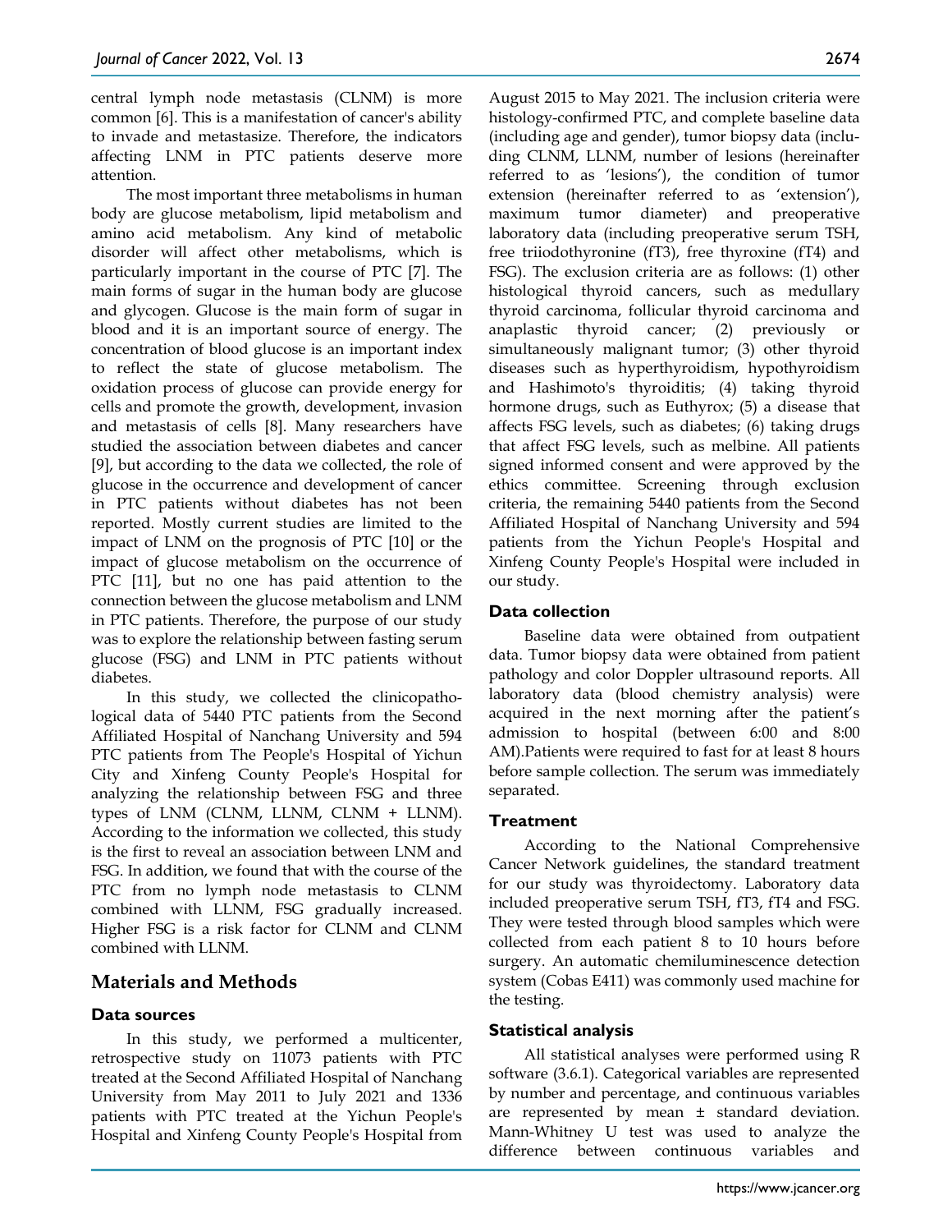central lymph node metastasis (CLNM) is more common [6]. This is a manifestation of cancer's ability to invade and metastasize. Therefore, the indicators affecting LNM in PTC patients deserve more attention.

The most important three metabolisms in human body are glucose metabolism, lipid metabolism and amino acid metabolism. Any kind of metabolic disorder will affect other metabolisms, which is particularly important in the course of PTC [7]. The main forms of sugar in the human body are glucose and glycogen. Glucose is the main form of sugar in blood and it is an important source of energy. The concentration of blood glucose is an important index to reflect the state of glucose metabolism. The oxidation process of glucose can provide energy for cells and promote the growth, development, invasion and metastasis of cells [8]. Many researchers have studied the association between diabetes and cancer [9], but according to the data we collected, the role of glucose in the occurrence and development of cancer in PTC patients without diabetes has not been reported. Mostly current studies are limited to the impact of LNM on the prognosis of PTC [10] or the impact of glucose metabolism on the occurrence of PTC [11], but no one has paid attention to the connection between the glucose metabolism and LNM in PTC patients. Therefore, the purpose of our study was to explore the relationship between fasting serum glucose (FSG) and LNM in PTC patients without diabetes.

In this study, we collected the clinicopathological data of 5440 PTC patients from the Second Affiliated Hospital of Nanchang University and 594 PTC patients from The People's Hospital of Yichun City and Xinfeng County People's Hospital for analyzing the relationship between FSG and three types of LNM (CLNM, LLNM, CLNM + LLNM). According to the information we collected, this study is the first to reveal an association between LNM and FSG. In addition, we found that with the course of the PTC from no lymph node metastasis to CLNM combined with LLNM, FSG gradually increased. Higher FSG is a risk factor for CLNM and CLNM combined with LLNM.

## Materials and Methods

### Data sources

In this study, we performed a multicenter, retrospective study on 11073 patients with PTC treated at the Second Affiliated Hospital of Nanchang University from May 2011 to July 2021 and 1336 patients with PTC treated at the Yichun People's Hospital and Xinfeng County People's Hospital from August 2015 to May 2021. The inclusion criteria were histology-confirmed PTC, and complete baseline data (including age and gender), tumor biopsy data (including CLNM, LLNM, number of lesions (hereinafter referred to as 'lesions'), the condition of tumor extension (hereinafter referred to as 'extension'), maximum tumor diameter) and preoperative laboratory data (including preoperative serum TSH, free triiodothyronine (fT3), free thyroxine (fT4) and FSG). The exclusion criteria are as follows: (1) other histological thyroid cancers, such as medullary thyroid carcinoma, follicular thyroid carcinoma and anaplastic thyroid cancer; (2) previously or simultaneously malignant tumor; (3) other thyroid diseases such as hyperthyroidism, hypothyroidism and Hashimoto's thyroiditis; (4) taking thyroid hormone drugs, such as Euthyrox; (5) a disease that affects FSG levels, such as diabetes; (6) taking drugs that affect FSG levels, such as melbine. All patients signed informed consent and were approved by the ethics committee. Screening through exclusion criteria, the remaining 5440 patients from the Second Affiliated Hospital of Nanchang University and 594 patients from the Yichun People's Hospital and Xinfeng County People's Hospital were included in our study.

### Data collection

Baseline data were obtained from outpatient data. Tumor biopsy data were obtained from patient pathology and color Doppler ultrasound reports. All laboratory data (blood chemistry analysis) were acquired in the next morning after the patient's admission to hospital (between 6:00 and 8:00 AM).Patients were required to fast for at least 8 hours before sample collection. The serum was immediately separated.

### Treatment

According to the National Comprehensive Cancer Network guidelines, the standard treatment for our study was thyroidectomy. Laboratory data included preoperative serum TSH, fT3, fT4 and FSG. They were tested through blood samples which were collected from each patient 8 to 10 hours before surgery. An automatic chemiluminescence detection system (Cobas E411) was commonly used machine for the testing.

### Statistical analysis

All statistical analyses were performed using R software (3.6.1). Categorical variables are represented by number and percentage, and continuous variables are represented by mean ± standard deviation. Mann-Whitney U test was used to analyze the difference between continuous variables and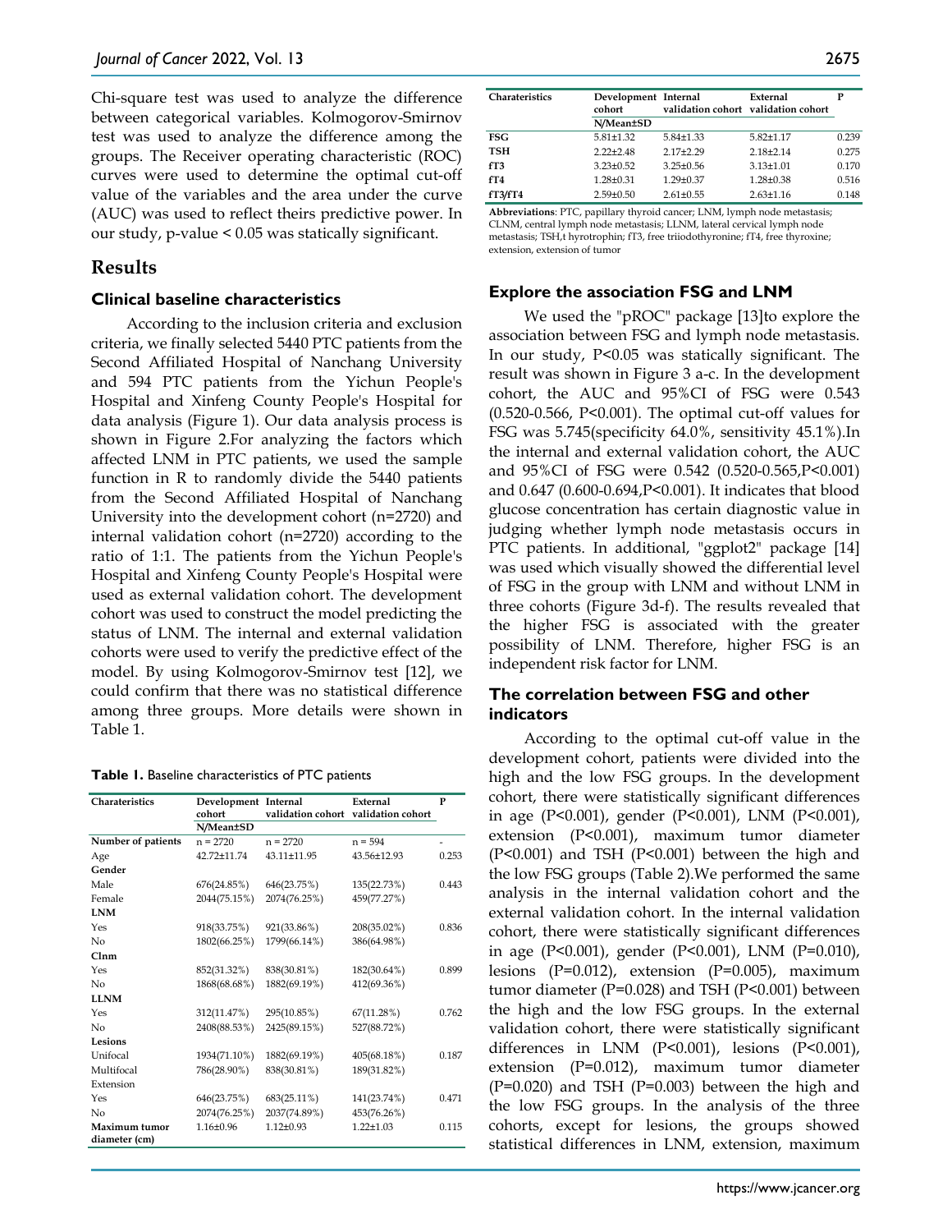Chi-square test was used to analyze the difference between categorical variables. Kolmogorov-Smirnov test was used to analyze the difference among the groups. The Receiver operating characteristic (ROC) curves were used to determine the optimal cut-off value of the variables and the area under the curve (AUC) was used to reflect theirs predictive power. In our study, p-value < 0.05 was statically significant.

## Results

### Clinical baseline characteristics

According to the inclusion criteria and exclusion criteria, we finally selected 5440 PTC patients from the Second Affiliated Hospital of Nanchang University and 594 PTC patients from the Yichun People's Hospital and Xinfeng County People's Hospital for data analysis (Figure 1). Our data analysis process is shown in Figure 2.For analyzing the factors which affected LNM in PTC patients, we used the sample function in R to randomly divide the 5440 patients from the Second Affiliated Hospital of Nanchang University into the development cohort (n=2720) and internal validation cohort (n=2720) according to the ratio of 1:1. The patients from the Yichun People's Hospital and Xinfeng County People's Hospital were used as external validation cohort. The development cohort was used to construct the model predicting the status of LNM. The internal and external validation cohorts were used to verify the predictive effect of the model. By using Kolmogorov-Smirnov test [12], we could confirm that there was no statistical difference among three groups. More details were shown in Table 1.

**Table 1.** Baseline characteristics of PTC patients

| Charateristics | Development cohort | Internal validation cohort | External validation cohort | P |
|---|---|---|---|---|
| | N/Mean±SD | | | |
| **Number of patients** | n = 2720 | n = 2720 | n = 594 | - |
| Age | 42.72±11.74 | 43.11±11.95 | 43.56±12.93 | 0.253 |
| **Gender** | | | | |
| Male | 676(24.85%) | 646(23.75%) | 135(22.73%) | 0.443 |
| Female | 2044(75.15%) | 2074(76.25%) | 459(77.27%) | |
| **LNM** | | | | |
| Yes | 918(33.75%) | 921(33.86%) | 208(35.02%) | 0.836 |
| No | 1802(66.25%) | 1799(66.14%) | 386(64.98%) | |
| **Clnm** | | | | |
| Yes | 852(31.32%) | 838(30.81%) | 182(30.64%) | 0.899 |
| No | 1868(68.68%) | 1882(69.19%) | 412(69.36%) | |
| **LLNM** | | | | |
| Yes | 312(11.47%) | 295(10.85%) | 67(11.28%) | 0.762 |
| No | 2408(88.53%) | 2425(89.15%) | 527(88.72%) | |
| **Lesions** | | | | |
| Unifocal | 1934(71.10%) | 1882(69.19%) | 405(68.18%) | 0.187 |
| Multifocal | 786(28.90%) | 838(30.81%) | 189(31.82%) | |
| Extension | | | | |
| Yes | 646(23.75%) | 683(25.11%) | 141(23.74%) | 0.471 |
| No | 2074(76.25%) | 2037(74.89%) | 453(76.26%) | |
| **Maximum tumor diameter (cm)** | 1.16±0.96 | 1.12±0.93 | 1.22±1.03 | 0.115 |
| **FSG** | 5.81±1.32 | 5.84±1.33 | 5.82±1.17 | 0.239 |
| **TSH** | 2.22±2.48 | 2.17±2.29 | 2.18±2.14 | 0.275 |
| **fT3** | 3.23±0.52 | 3.25±0.56 | 3.13±1.01 | 0.170 |
| **fT4** | 1.28±0.31 | 1.29±0.37 | 1.28±0.38 | 0.516 |
| **fT3/fT4** | 2.59±0.50 | 2.61±0.55 | 2.63±1.16 | 0.148 |

**Abbreviations**: PTC, papillary thyroid cancer; LNM, lymph node metastasis; CLNM, central lymph node metastasis; LLNM, lateral cervical lymph node metastasis; TSH,t hyrotrophin; fT3, free triiodothyronine; fT4, free thyroxine; extension, extension of tumor

### Explore the association FSG and LNM

We used the "pROC" package [13]to explore the association between FSG and lymph node metastasis. In our study, P<0.05 was statically significant. The result was shown in Figure 3 a-c. In the development cohort, the AUC and 95%CI of FSG were 0.543 (0.520-0.566, P<0.001). The optimal cut-off values for FSG was 5.745(specificity 64.0%, sensitivity 45.1%).In the internal and external validation cohort, the AUC and 95%CI of FSG were 0.542 (0.520-0.565,P<0.001) and 0.647 (0.600-0.694,P<0.001). It indicates that blood glucose concentration has certain diagnostic value in judging whether lymph node metastasis occurs in PTC patients. In additional, "ggplot2" package [14] was used which visually showed the differential level of FSG in the group with LNM and without LNM in three cohorts (Figure 3d-f). The results revealed that the higher FSG is associated with the greater possibility of LNM. Therefore, higher FSG is an independent risk factor for LNM.

### The correlation between FSG and other indicators

According to the optimal cut-off value in the development cohort, patients were divided into the high and the low FSG groups. In the development cohort, there were statistically significant differences in age (P<0.001), gender (P<0.001), LNM (P<0.001), extension (P<0.001), maximum tumor diameter (P<0.001) and TSH (P<0.001) between the high and the low FSG groups (Table 2).We performed the same analysis in the internal validation cohort and the external validation cohort. In the internal validation cohort, there were statistically significant differences in age (P<0.001), gender (P<0.001), LNM (P=0.010), lesions (P=0.012), extension (P=0.005), maximum tumor diameter (P=0.028) and TSH (P<0.001) between the high and the low FSG groups. In the external validation cohort, there were statistically significant differences in LNM (P<0.001), lesions (P<0.001), extension (P=0.012), maximum tumor diameter (P=0.020) and TSH (P=0.003) between the high and the low FSG groups. In the analysis of the three cohorts, except for lesions, the groups showed statistical differences in LNM, extension, maximum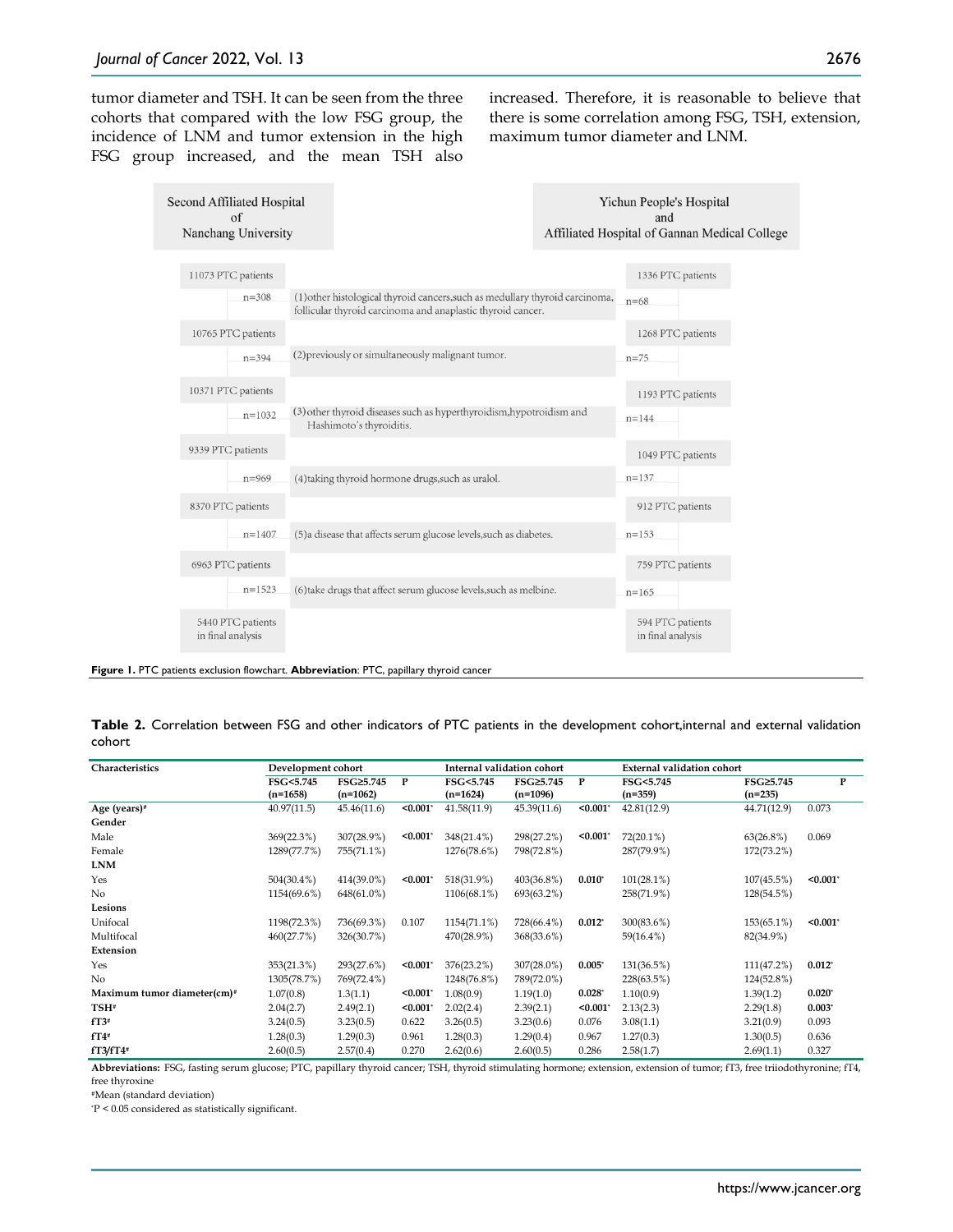tumor diameter and TSH. It can be seen from the three cohorts that compared with the low FSG group, the incidence of LNM and tumor extension in the high FSG group increased, and the mean TSH also increased. Therefore, it is reasonable to believe that there is some correlation among FSG, TSH, extension, maximum tumor diameter and LNM.

| Second Affiliated Hospital of Nanchang University | | Yichun People's Hospital and Affiliated Hospital of Gannan Medical College |
|---|---|---|
| 11073 PTC patients | | 1336 PTC patients |
| n=308 | (1)other histological thyroid cancers,such as medullary thyroid carcinoma, follicular thyroid carcinoma and anaplastic thyroid cancer. | n=68 |
| 10765 PTC patients | | 1268 PTC patients |
| n=394 | (2)previously or simultaneously malignant tumor. | n=75 |
| 10371 PTC patients | | 1193 PTC patients |
| n=1032 | (3)other thyroid diseases such as hyperthyroidism,hypotroidism and Hashimoto's thyroiditis. | n=144 |
| 9339 PTC patients | | 1049 PTC patients |
| n=969 | (4)taking thyroid hormone drugs,such as uralol. | n=137 |
| 8370 PTC patients | | 912 PTC patients |
| n=1407 | (5)a disease that affects serum glucose levels,such as diabetes. | n=153 |
| 6963 PTC patients | | 759 PTC patients |
| n=1523 | (6)take drugs that affect serum glucose levels,such as melbine. | n=165 |
| 5440 PTC patients in final analysis | | 594 PTC patients in final analysis |

**Figure 1.** PTC patients exclusion flowchart. **Abbreviation**: PTC, papillary thyroid cancer

**Table 2.** Correlation between FSG and other indicators of PTC patients in the development cohort,internal and external validation cohort

| Characteristics | Development cohort | | | Internal validation cohort | | | External validation cohort | | |
|---|---|---|---|---|---|---|---|---|---|
| | FSG<5.745 (n=1658) | FSG≥5.745 (n=1062) | P | FSG<5.745 (n=1624) | FSG≥5.745 (n=1096) | P | FSG<5.745 (n=359) | FSG≥5.745 (n=235) | P |
| **Age (years)**# | 40.97(11.5) | 45.46(11.6) | **<0.001*** | 41.58(11.9) | 45.39(11.6) | **<0.001*** | 42.81(12.9) | 44.71(12.9) | 0.073 |
| **Gender** | | | | | | | | | |
| Male | 369(22.3%) | 307(28.9%) | **<0.001*** | 348(21.4%) | 298(27.2%) | **<0.001*** | 72(20.1%) | 63(26.8%) | 0.069 |
| Female | 1289(77.7%) | 755(71.1%) | | 1276(78.6%) | 798(72.8%) | | 287(79.9%) | 172(73.2%) | |
| **LNM** | | | | | | | | | |
| Yes | 504(30.4%) | 414(39.0%) | **<0.001*** | 518(31.9%) | 403(36.8%) | **0.010*** | 101(28.1%) | 107(45.5%) | **<0.001*** |
| No | 1154(69.6%) | 648(61.0%) | | 1106(68.1%) | 693(63.2%) | | 258(71.9%) | 128(54.5%) | |
| **Lesions** | | | | | | | | | |
| Unifocal | 1198(72.3%) | 736(69.3%) | 0.107 | 1154(71.1%) | 728(66.4%) | **0.012*** | 300(83.6%) | 153(65.1%) | **<0.001*** |
| Multifocal | 460(27.7%) | 326(30.7%) | | 470(28.9%) | 368(33.6%) | | 59(16.4%) | 82(34.9%) | |
| **Extension** | | | | | | | | | |
| Yes | 353(21.3%) | 293(27.6%) | **<0.001*** | 376(23.2%) | 307(28.0%) | **0.005*** | 131(36.5%) | 111(47.2%) | **0.012*** |
| No | 1305(78.7%) | 769(72.4%) | | 1248(76.8%) | 789(72.0%) | | 228(63.5%) | 124(52.8%) | |
| **Maximum tumor diameter(cm)**# | 1.07(0.8) | 1.3(1.1) | **<0.001*** | 1.08(0.9) | 1.19(1.0) | **0.028*** | 1.10(0.9) | 1.39(1.2) | **0.020*** |
| **TSH**# | 2.04(2.7) | 2.49(2.1) | **<0.001*** | 2.02(2.4) | 2.39(2.1) | **<0.001*** | 2.13(2.3) | 2.29(1.8) | **0.003*** |
| **fT3**# | 3.24(0.5) | 3.23(0.5) | 0.622 | 3.26(0.5) | 3.23(0.6) | 0.076 | 3.08(1.1) | 3.21(0.9) | 0.093 |
| **fT4**# | 1.28(0.3) | 1.29(0.3) | 0.961 | 1.28(0.3) | 1.29(0.4) | 0.967 | 1.27(0.3) | 1.30(0.5) | 0.636 |
| **fT3/fT4**# | 2.60(0.5) | 2.57(0.4) | 0.270 | 2.62(0.6) | 2.60(0.5) | 0.286 | 2.58(1.7) | 2.69(1.1) | 0.327 |

**Abbreviations:** FSG, fasting serum glucose; PTC, papillary thyroid cancer; TSH, thyroid stimulating hormone; extension, extension of tumor; fT3, free triiodothyronine; fT4, free thyroxine

#Mean (standard deviation)

*P < 0.05 considered as statistically significant.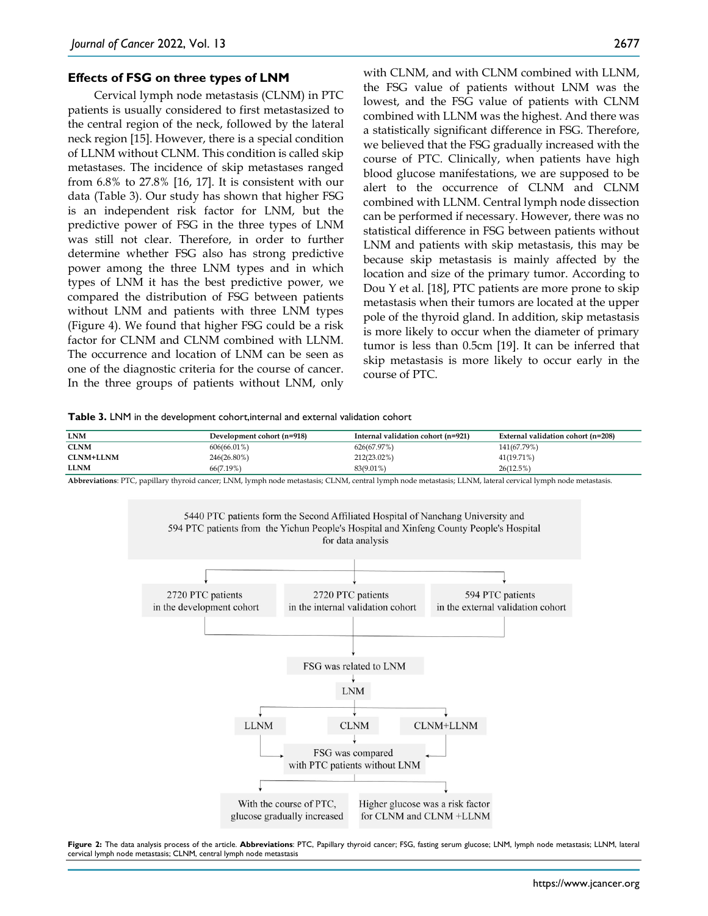### Effects of FSG on three types of LNM

Cervical lymph node metastasis (CLNM) in PTC patients is usually considered to first metastasized to the central region of the neck, followed by the lateral neck region [15]. However, there is a special condition of LLNM without CLNM. This condition is called skip metastases. The incidence of skip metastases ranged from 6.8% to 27.8% [16, 17]. It is consistent with our data (Table 3). Our study has shown that higher FSG is an independent risk factor for LNM, but the predictive power of FSG in the three types of LNM was still not clear. Therefore, in order to further determine whether FSG also has strong predictive power among the three LNM types and in which types of LNM it has the best predictive power, we compared the distribution of FSG between patients without LNM and patients with three LNM types (Figure 4). We found that higher FSG could be a risk factor for CLNM and CLNM combined with LLNM. The occurrence and location of LNM can be seen as one of the diagnostic criteria for the course of cancer. In the three groups of patients without LNM, only with CLNM, and with CLNM combined with LLNM, the FSG value of patients without LNM was the lowest, and the FSG value of patients with CLNM combined with LLNM was the highest. And there was a statistically significant difference in FSG. Therefore, we believed that the FSG gradually increased with the course of PTC. Clinically, when patients have high blood glucose manifestations, we are supposed to be alert to the occurrence of CLNM and CLNM combined with LLNM. Central lymph node dissection can be performed if necessary. However, there was no statistical difference in FSG between patients without LNM and patients with skip metastasis, this may be because skip metastasis is mainly affected by the location and size of the primary tumor. According to Dou Y et al. [18], PTC patients are more prone to skip metastasis when their tumors are located at the upper pole of the thyroid gland. In addition, skip metastasis is more likely to occur when the diameter of primary tumor is less than 0.5cm [19]. It can be inferred that skip metastasis is more likely to occur early in the course of PTC.

**Table 3.** LNM in the development cohort,internal and external validation cohort

| LNM | Development cohort (n=918) | Internal validation cohort (n=921) | External validation cohort (n=208) |
|---|---|---|---|
| CLNM | 606(66.01%) | 626(67.97%) | 141(67.79%) |
| CLNM+LLNM | 246(26.80%) | 212(23.02%) | 41(19.71%) |
| LLNM | 66(7.19%) | 83(9.01%) | 26(12.5%) |

**Abbreviations**: PTC, papillary thyroid cancer; LNM, lymph node metastasis; CLNM, central lymph node metastasis; LLNM, lateral cervical lymph node metastasis.

5440 PTC patients form the Second Affiliated Hospital of Nanchang University and 594 PTC patients from the Yichun People's Hospital and Xinfeng County People's Hospital for data analysis

2720 PTC patients in the development cohort | 2720 PTC patients in the internal validation cohort | 594 PTC patients in the external validation cohort

FSG was related to LNM

LNM

LLNM | CLNM | CLNM+LLNM

FSG was compared with PTC patients without LNM

With the course of PTC, glucose gradually increased | Higher glucose was a risk factor for CLNM and CLNM +LLNM

**Figure 2:** The data analysis process of the article. **Abbreviations**: PTC, Papillary thyroid cancer; FSG, fasting serum glucose; LNM, lymph node metastasis; LLNM, lateral cervical lymph node metastasis; CLNM, central lymph node metastasis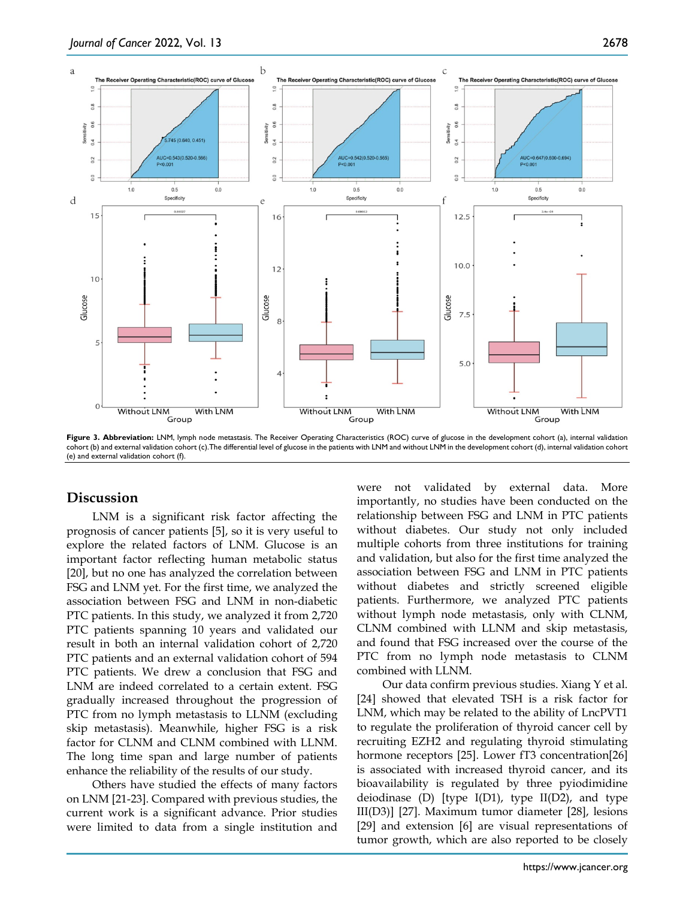**Figure 3. Abbreviation:** LNM, lymph node metastasis. The Receiver Operating Characteristics (ROC) curve of glucose in the development cohort (a), internal validation cohort (b) and external validation cohort (c).The differential level of glucose in the patients with LNM and without LNM in the development cohort (d), internal validation cohort (e) and external validation cohort (f).

## Discussion

LNM is a significant risk factor affecting the prognosis of cancer patients [5], so it is very useful to explore the related factors of LNM. Glucose is an important factor reflecting human metabolic status [20], but no one has analyzed the correlation between FSG and LNM yet. For the first time, we analyzed the association between FSG and LNM in non-diabetic PTC patients. In this study, we analyzed it from 2,720 PTC patients spanning 10 years and validated our result in both an internal validation cohort of 2,720 PTC patients and an external validation cohort of 594 PTC patients. We drew a conclusion that FSG and LNM are indeed correlated to a certain extent. FSG gradually increased throughout the progression of PTC from no lymph metastasis to LLNM (excluding skip metastasis). Meanwhile, higher FSG is a risk factor for CLNM and CLNM combined with LLNM. The long time span and large number of patients enhance the reliability of the results of our study.

Others have studied the effects of many factors on LNM [21-23]. Compared with previous studies, the current work is a significant advance. Prior studies were limited to data from a single institution and were not validated by external data. More importantly, no studies have been conducted on the relationship between FSG and LNM in PTC patients without diabetes. Our study not only included multiple cohorts from three institutions for training and validation, but also for the first time analyzed the association between FSG and LNM in PTC patients without diabetes and strictly screened eligible patients. Furthermore, we analyzed PTC patients without lymph node metastasis, only with CLNM, CLNM combined with LLNM and skip metastasis, and found that FSG increased over the course of the PTC from no lymph node metastasis to CLNM combined with LLNM.

Our data confirm previous studies. Xiang Y et al. [24] showed that elevated TSH is a risk factor for LNM, which may be related to the ability of LncPVT1 to regulate the proliferation of thyroid cancer cell by recruiting EZH2 and regulating thyroid stimulating hormone receptors [25]. Lower fT3 concentration[26] is associated with increased thyroid cancer, and its bioavailability is regulated by three pyiodimidine deiodinase (D) [type I(D1), type II(D2), and type III(D3)] [27]. Maximum tumor diameter [28], lesions [29] and extension [6] are visual representations of tumor growth, which are also reported to be closely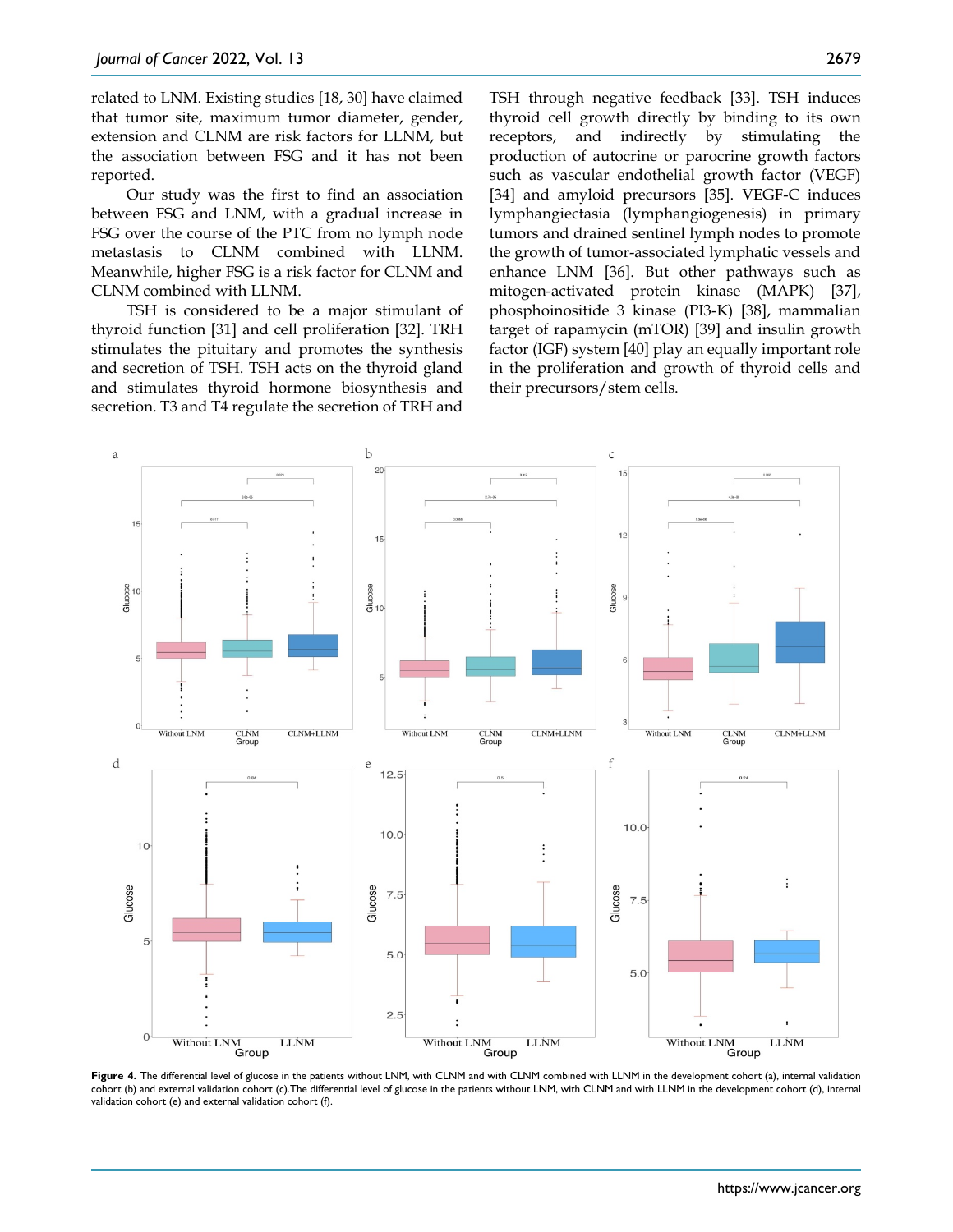related to LNM. Existing studies [18, 30] have claimed that tumor site, maximum tumor diameter, gender, extension and CLNM are risk factors for LLNM, but the association between FSG and it has not been reported.

Our study was the first to find an association between FSG and LNM, with a gradual increase in FSG over the course of the PTC from no lymph node metastasis to CLNM combined with LLNM. Meanwhile, higher FSG is a risk factor for CLNM and CLNM combined with LLNM.

TSH is considered to be a major stimulant of thyroid function [31] and cell proliferation [32]. TRH stimulates the pituitary and promotes the synthesis and secretion of TSH. TSH acts on the thyroid gland and stimulates thyroid hormone biosynthesis and secretion. T3 and T4 regulate the secretion of TRH and TSH through negative feedback [33]. TSH induces thyroid cell growth directly by binding to its own receptors, and indirectly by stimulating the production of autocrine or paracrine growth factors such as vascular endothelial growth factor (VEGF) [34] and amyloid precursors [35]. VEGF-C induces lymphangiectasia (lymphangiogenesis) in primary tumors and drained sentinel lymph nodes to promote the growth of tumor-associated lymphatic vessels and enhance LNM [36]. But other pathways such as mitogen-activated protein kinase (MAPK) [37], phosphoinositide 3 kinase (PI3-K) [38], mammalian target of rapamycin (mTOR) [39] and insulin growth factor (IGF) system [40] play an equally important role in the proliferation and growth of thyroid cells and their precursors/stem cells.

**Figure 4.** The differential level of glucose in the patients without LNM, with CLNM and with CLNM combined with LLNM in the development cohort (a), internal validation cohort (b) and external validation cohort (c).The differential level of glucose in the patients without LNM, with CLNM and with LLNM in the development cohort (d), internal validation cohort (e) and external validation cohort (f).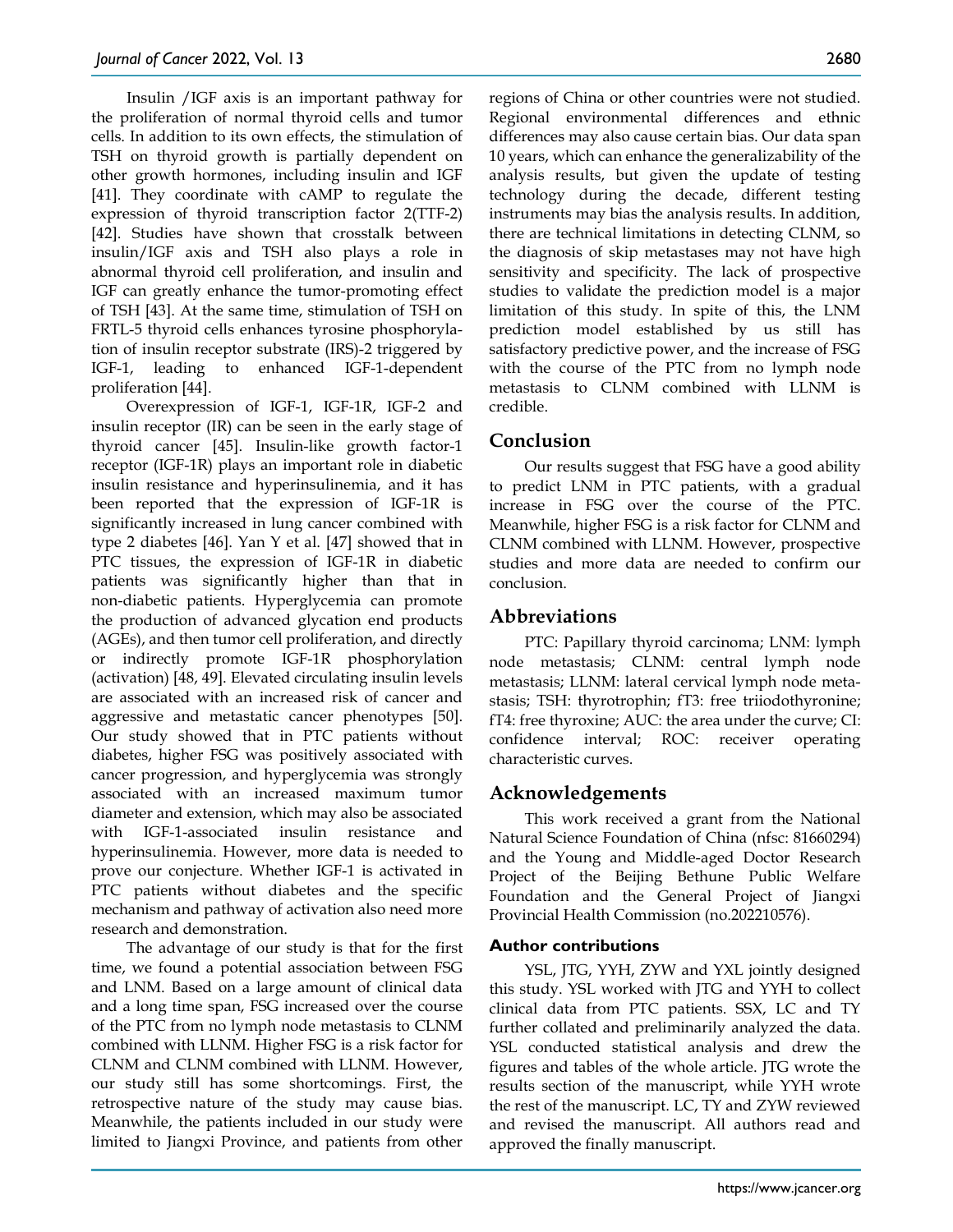Insulin /IGF axis is an important pathway for the proliferation of normal thyroid cells and tumor cells. In addition to its own effects, the stimulation of TSH on thyroid growth is partially dependent on other growth hormones, including insulin and IGF [41]. They coordinate with cAMP to regulate the expression of thyroid transcription factor 2(TTF-2) [42]. Studies have shown that crosstalk between insulin/IGF axis and TSH also plays a role in abnormal thyroid cell proliferation, and insulin and IGF can greatly enhance the tumor-promoting effect of TSH [43]. At the same time, stimulation of TSH on FRTL-5 thyroid cells enhances tyrosine phosphorylation of insulin receptor substrate (IRS)-2 triggered by IGF-1, leading to enhanced IGF-1-dependent proliferation [44].

Overexpression of IGF-1, IGF-1R, IGF-2 and insulin receptor (IR) can be seen in the early stage of thyroid cancer [45]. Insulin-like growth factor-1 receptor (IGF-1R) plays an important role in diabetic insulin resistance and hyperinsulinemia, and it has been reported that the expression of IGF-1R is significantly increased in lung cancer combined with type 2 diabetes [46]. Yan Y et al. [47] showed that in PTC tissues, the expression of IGF-1R in diabetic patients was significantly higher than that in non-diabetic patients. Hyperglycemia can promote the production of advanced glycation end products (AGEs), and then tumor cell proliferation, and directly or indirectly promote IGF-1R phosphorylation (activation) [48, 49]. Elevated circulating insulin levels are associated with an increased risk of cancer and aggressive and metastatic cancer phenotypes [50]. Our study showed that in PTC patients without diabetes, higher FSG was positively associated with cancer progression, and hyperglycemia was strongly associated with an increased maximum tumor diameter and extension, which may also be associated with IGF-1-associated insulin resistance and hyperinsulinemia. However, more data is needed to prove our conjecture. Whether IGF-1 is activated in PTC patients without diabetes and the specific mechanism and pathway of activation also need more research and demonstration.

The advantage of our study is that for the first time, we found a potential association between FSG and LNM. Based on a large amount of clinical data and a long time span, FSG increased over the course of the PTC from no lymph node metastasis to CLNM combined with LLNM. Higher FSG is a risk factor for CLNM and CLNM combined with LLNM. However, our study still has some shortcomings. First, the retrospective nature of the study may cause bias. Meanwhile, the patients included in our study were limited to Jiangxi Province, and patients from other regions of China or other countries were not studied. Regional environmental differences and ethnic differences may also cause certain bias. Our data span 10 years, which can enhance the generalizability of the analysis results, but given the update of testing technology during the decade, different testing instruments may bias the analysis results. In addition, there are technical limitations in detecting CLNM, so the diagnosis of skip metastases may not have high sensitivity and specificity. The lack of prospective studies to validate the prediction model is a major limitation of this study. In spite of this, the LNM prediction model established by us still has satisfactory predictive power, and the increase of FSG with the course of the PTC from no lymph node metastasis to CLNM combined with LLNM is credible.

## Conclusion

Our results suggest that FSG have a good ability to predict LNM in PTC patients, with a gradual increase in FSG over the course of the PTC. Meanwhile, higher FSG is a risk factor for CLNM and CLNM combined with LLNM. However, prospective studies and more data are needed to confirm our conclusion.

## Abbreviations

PTC: Papillary thyroid carcinoma; LNM: lymph node metastasis; CLNM: central lymph node metastasis; LLNM: lateral cervical lymph node metastasis; TSH: thyrotrophin; fT3: free triiodothyronine; fT4: free thyroxine; AUC: the area under the curve; CI: confidence interval; ROC: receiver operating characteristic curves.

## Acknowledgements

This work received a grant from the National Natural Science Foundation of China (nfsc: 81660294) and the Young and Middle-aged Doctor Research Project of the Beijing Bethune Public Welfare Foundation and the General Project of Jiangxi Provincial Health Commission (no.202210576).

### Author contributions

YSL, JTG, YYH, ZYW and YXL jointly designed this study. YSL worked with JTG and YYH to collect clinical data from PTC patients. SSX, LC and TY further collated and preliminarily analyzed the data. YSL conducted statistical analysis and drew the figures and tables of the whole article. JTG wrote the results section of the manuscript, while YYH wrote the rest of the manuscript. LC, TY and ZYW reviewed and revised the manuscript. All authors read and approved the finally manuscript.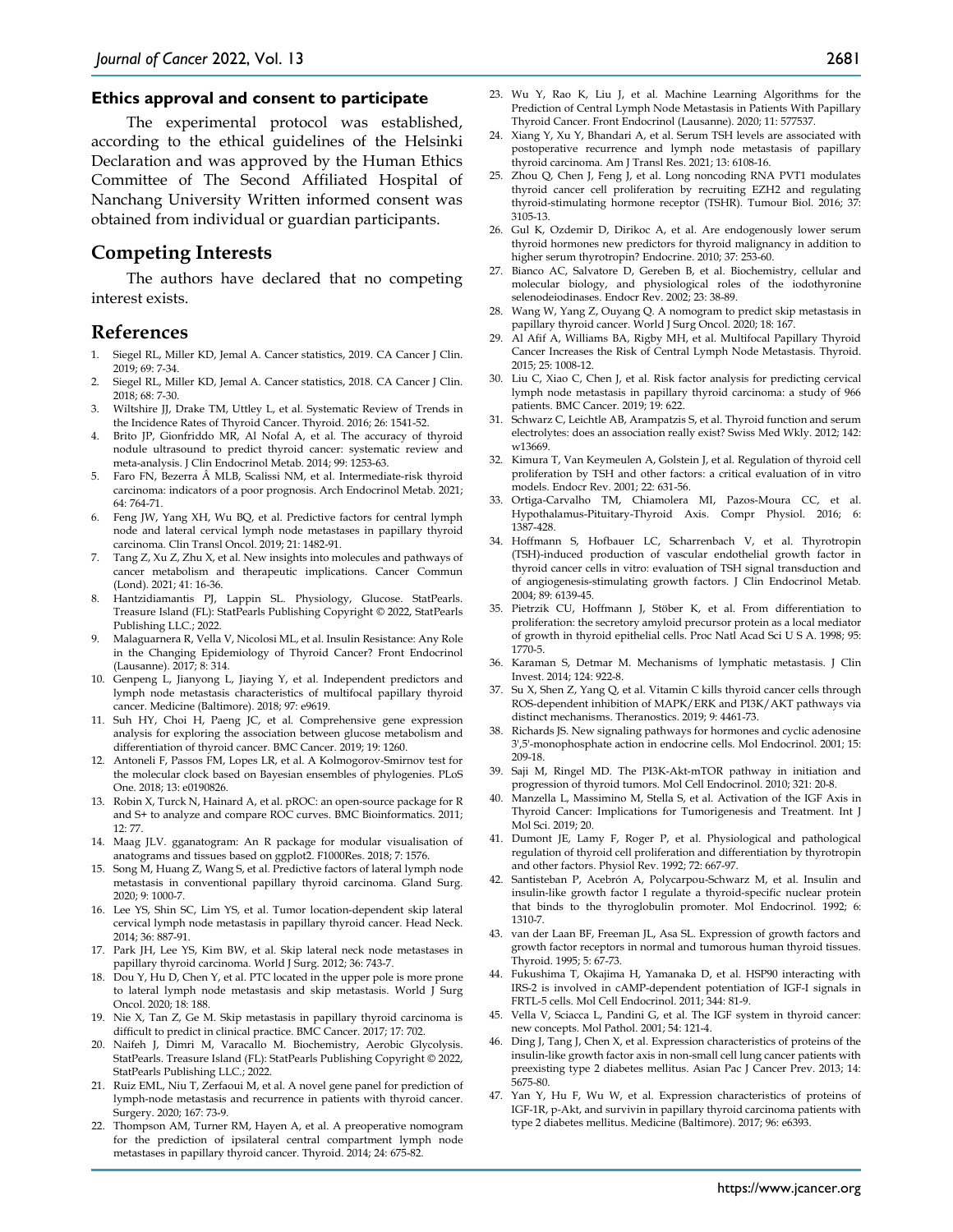### Ethics approval and consent to participate

The experimental protocol was established, according to the ethical guidelines of the Helsinki Declaration and was approved by the Human Ethics Committee of The Second Affiliated Hospital of Nanchang University Written informed consent was obtained from individual or guardian participants.

## Competing Interests

The authors have declared that no competing interest exists.

## References

1. Siegel RL, Miller KD, Jemal A. Cancer statistics, 2019. CA Cancer J Clin. 2019; 69: 7-34.
2. Siegel RL, Miller KD, Jemal A. Cancer statistics, 2018. CA Cancer J Clin. 2018; 68: 7-30.
3. Wiltshire JJ, Drake TM, Uttley L, et al. Systematic Review of Trends in the Incidence Rates of Thyroid Cancer. Thyroid. 2016; 26: 1541-52.
4. Brito JP, Gionfriddo MR, Al Nofal A, et al. The accuracy of thyroid nodule ultrasound to predict thyroid cancer: systematic review and meta-analysis. J Clin Endocrinol Metab. 2014; 99: 1253-63.
5. Faro FN, Bezerra Â MLB, Scalissi NM, et al. Intermediate-risk thyroid carcinoma: indicators of a poor prognosis. Arch Endocrinol Metab. 2021; 64: 764-71.
6. Feng JW, Yang XH, Wu BQ, et al. Predictive factors for central lymph node and lateral cervical lymph node metastases in papillary thyroid carcinoma. Clin Transl Oncol. 2019; 21: 1482-91.
7. Tang Z, Xu Z, Zhu X, et al. New insights into molecules and pathways of cancer metabolism and therapeutic implications. Cancer Commun (Lond). 2021; 41: 16-36.
8. Hantzidiamantis PJ, Lappin SL. Physiology, Glucose. StatPearls. Treasure Island (FL): StatPearls Publishing Copyright © 2022, StatPearls Publishing LLC.; 2022.
9. Malaguarnera R, Vella V, Nicolosi ML, et al. Insulin Resistance: Any Role in the Changing Epidemiology of Thyroid Cancer? Front Endocrinol (Lausanne). 2017; 8: 314.
10. Genpeng L, Jianyong L, Jiaying Y, et al. Independent predictors and lymph node metastasis characteristics of multifocal papillary thyroid cancer. Medicine (Baltimore). 2018; 97: e9619.
11. Suh HY, Choi H, Paeng JC, et al. Comprehensive gene expression analysis for exploring the association between glucose metabolism and differentiation of thyroid cancer. BMC Cancer. 2019; 19: 1260.
12. Antoneli F, Passos FM, Lopes LR, et al. A Kolmogorov-Smirnov test for the molecular clock based on Bayesian ensembles of phylogenies. PLoS One. 2018; 13: e0190826.
13. Robin X, Turck N, Hainard A, et al. pROC: an open-source package for R and S+ to analyze and compare ROC curves. BMC Bioinformatics. 2011; 12: 77.
14. Maag JLV. gganatogram: An R package for modular visualisation of anatograms and tissues based on ggplot2. F1000Res. 2018; 7: 1576.
15. Song M, Huang Z, Wang S, et al. Predictive factors of lateral lymph node metastasis in conventional papillary thyroid carcinoma. Gland Surg. 2020; 9: 1000-7.
16. Lee YS, Shin SC, Lim YS, et al. Tumor location-dependent skip lateral cervical lymph node metastasis in papillary thyroid cancer. Head Neck. 2014; 36: 887-91.
17. Park JH, Lee YS, Kim BW, et al. Skip lateral neck node metastases in papillary thyroid carcinoma. World J Surg. 2012; 36: 743-7.
18. Dou Y, Hu D, Chen Y, et al. PTC located in the upper pole is more prone to lateral lymph node metastasis and skip metastasis. World J Surg Oncol. 2020; 18: 188.
19. Nie X, Tan Z, Ge M. Skip metastasis in papillary thyroid carcinoma is difficult to predict in clinical practice. BMC Cancer. 2017; 17: 702.
20. Naifeh J, Dimri M, Varacallo M. Biochemistry, Aerobic Glycolysis. StatPearls. Treasure Island (FL): StatPearls Publishing Copyright © 2022, StatPearls Publishing LLC.; 2022.
21. Ruiz EML, Niu T, Zerfaoui M, et al. A novel gene panel for prediction of lymph-node metastasis and recurrence in patients with thyroid cancer. Surgery. 2020; 167: 73-9.
22. Thompson AM, Turner RM, Hayen A, et al. A preoperative nomogram for the prediction of ipsilateral central compartment lymph node metastases in papillary thyroid cancer. Thyroid. 2014; 24: 675-82.
23. Wu Y, Rao K, Liu J, et al. Machine Learning Algorithms for the Prediction of Central Lymph Node Metastasis in Patients With Papillary Thyroid Cancer. Front Endocrinol (Lausanne). 2020; 11: 577537.
24. Xiang Y, Xu Y, Bhandari A, et al. Serum TSH levels are associated with postoperative recurrence and lymph node metastasis of papillary thyroid carcinoma. Am J Transl Res. 2021; 13: 6108-16.
25. Zhou Q, Chen J, Feng J, et al. Long noncoding RNA PVT1 modulates thyroid cancer cell proliferation by recruiting EZH2 and regulating thyroid-stimulating hormone receptor (TSHR). Tumour Biol. 2016; 37: 3105-13.
26. Gul K, Ozdemir D, Dirikoc A, et al. Are endogenously lower serum thyroid hormones new predictors for thyroid malignancy in addition to higher serum thyrotropin? Endocrine. 2010; 37: 253-60.
27. Bianco AC, Salvatore D, Gereben B, et al. Biochemistry, cellular and molecular biology, and physiological roles of the iodothyronine selenodeiodinases. Endocr Rev. 2002; 23: 38-89.
28. Wang W, Yang Z, Ouyang Q. A nomogram to predict skip metastasis in papillary thyroid cancer. World J Surg Oncol. 2020; 18: 167.
29. Al Afif A, Williams BA, Rigby MH, et al. Multifocal Papillary Thyroid Cancer Increases the Risk of Central Lymph Node Metastasis. Thyroid. 2015; 25: 1008-12.
30. Liu C, Xiao C, Chen J, et al. Risk factor analysis for predicting cervical lymph node metastasis in papillary thyroid carcinoma: a study of 966 patients. BMC Cancer. 2019; 19: 622.
31. Schwarz C, Leichtle AB, Arampatzis S, et al. Thyroid function and serum electrolytes: does an association really exist? Swiss Med Wkly. 2012; 142: w13669.
32. Kimura T, Van Keymeulen A, Golstein J, et al. Regulation of thyroid cell proliferation by TSH and other factors: a critical evaluation of in vitro models. Endocr Rev. 2001; 22: 631-56.
33. Ortiga-Carvalho TM, Chiamolera MI, Pazos-Moura CC, et al. Hypothalamus-Pituitary-Thyroid Axis. Compr Physiol. 2016; 6: 1387-428.
34. Hoffmann S, Hofbauer LC, Scharrenbach V, et al. Thyrotropin (TSH)-induced production of vascular endothelial growth factor in thyroid cancer cells in vitro: evaluation of TSH signal transduction and of angiogenesis-stimulating growth factors. J Clin Endocrinol Metab. 2004; 89: 6139-45.
35. Pietrzik CU, Hoffmann J, Stöber K, et al. From differentiation to proliferation: the secretory amyloid precursor protein as a local mediator of growth in thyroid epithelial cells. Proc Natl Acad Sci U S A. 1998; 95: 1770-5.
36. Karaman S, Detmar M. Mechanisms of lymphatic metastasis. J Clin Invest. 2014; 124: 922-8.
37. Su X, Shen Z, Yang Q, et al. Vitamin C kills thyroid cancer cells through ROS-dependent inhibition of MAPK/ERK and PI3K/AKT pathways via distinct mechanisms. Theranostics. 2019; 9: 4461-73.
38. Richards JS. New signaling pathways for hormones and cyclic adenosine 3',5'-monophosphate action in endocrine cells. Mol Endocrinol. 2001; 15: 209-18.
39. Saji M, Ringel MD. The PI3K-Akt-mTOR pathway in initiation and progression of thyroid tumors. Mol Cell Endocrinol. 2010; 321: 20-8.
40. Manzella L, Massimino M, Stella S, et al. Activation of the IGF Axis in Thyroid Cancer: Implications for Tumorigenesis and Treatment. Int J Mol Sci. 2019; 20.
41. Dumont JE, Lamy F, Roger P, et al. Physiological and pathological regulation of thyroid cell proliferation and differentiation by thyrotropin and other factors. Physiol Rev. 1992; 72: 667-97.
42. Santisteban P, Acebrón A, Polycarpou-Schwarz M, et al. Insulin and insulin-like growth factor I regulate a thyroid-specific nuclear protein that binds to the thyroglobulin promoter. Mol Endocrinol. 1992; 6: 1310-7.
43. van der Laan BF, Freeman JL, Asa SL. Expression of growth factors and growth factor receptors in normal and tumorous human thyroid tissues. Thyroid. 1995; 5: 67-73.
44. Fukushima T, Okajima H, Yamanaka D, et al. HSP90 interacting with IRS-2 is involved in cAMP-dependent potentiation of IGF-I signals in FRTL-5 cells. Mol Cell Endocrinol. 2011; 344: 81-9.
45. Vella V, Sciacca L, Pandini G, et al. The IGF system in thyroid cancer: new concepts. Mol Pathol. 2001; 54: 121-4.
46. Ding J, Tang J, Chen X, et al. Expression characteristics of proteins of the insulin-like growth factor axis in non-small cell lung cancer patients with preexisting type 2 diabetes mellitus. Asian Pac J Cancer Prev. 2013; 14: 5675-80.
47. Yan Y, Hu F, Wu W, et al. Expression characteristics of proteins of IGF-1R, p-Akt, and survivin in papillary thyroid carcinoma patients with type 2 diabetes mellitus. Medicine (Baltimore). 2017; 96: e6393.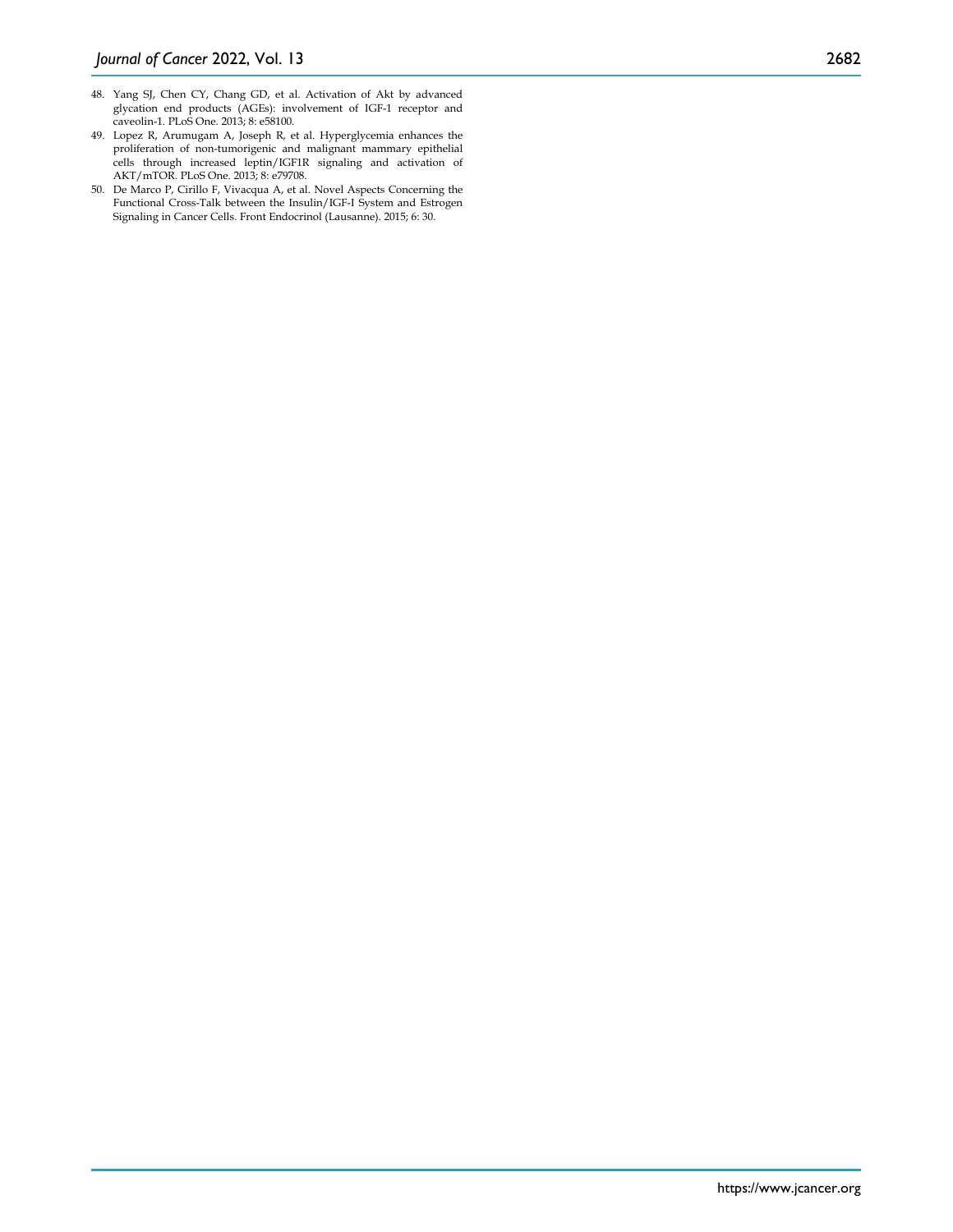48. Yang SJ, Chen CY, Chang GD, et al. Activation of Akt by advanced glycation end products (AGEs): involvement of IGF-1 receptor and caveolin-1. PLoS One. 2013; 8: e58100.
49. Lopez R, Arumugam A, Joseph R, et al. Hyperglycemia enhances the proliferation of non-tumorigenic and malignant mammary epithelial cells through increased leptin/IGF1R signaling and activation of AKT/mTOR. PLoS One. 2013; 8: e79708.
50. De Marco P, Cirillo F, Vivacqua A, et al. Novel Aspects Concerning the Functional Cross-Talk between the Insulin/IGF-I System and Estrogen Signaling in Cancer Cells. Front Endocrinol (Lausanne). 2015; 6: 30.